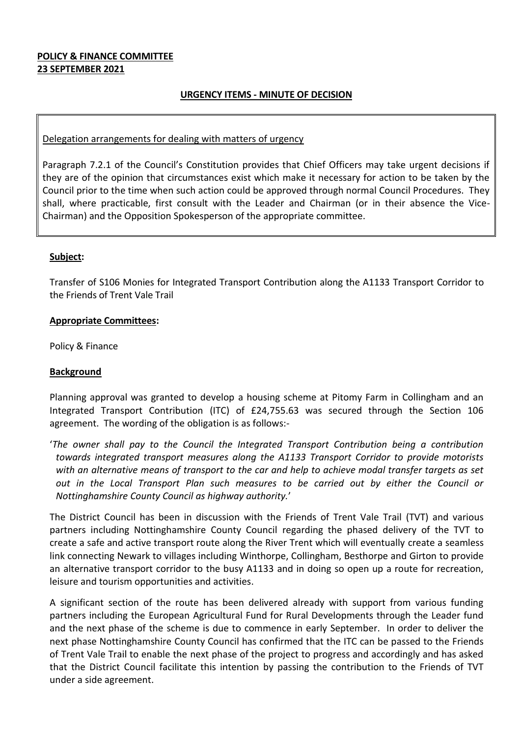**POLICY & FINANCE COMMITTEE**
**23 SEPTEMBER 2021**

**URGENCY ITEMS - MINUTE OF DECISION**

Delegation arrangements for dealing with matters of urgency

Paragraph 7.2.1 of the Council's Constitution provides that Chief Officers may take urgent decisions if they are of the opinion that circumstances exist which make it necessary for action to be taken by the Council prior to the time when such action could be approved through normal Council Procedures. They shall, where practicable, first consult with the Leader and Chairman (or in their absence the Vice-Chairman) and the Opposition Spokesperson of the appropriate committee.

**Subject:**

Transfer of S106 Monies for Integrated Transport Contribution along the A1133 Transport Corridor to the Friends of Trent Vale Trail

**Appropriate Committees:**

Policy & Finance

**Background**

Planning approval was granted to develop a housing scheme at Pitomy Farm in Collingham and an Integrated Transport Contribution (ITC) of £24,755.63 was secured through the Section 106 agreement. The wording of the obligation is as follows:-

'*The owner shall pay to the Council the Integrated Transport Contribution being a contribution towards integrated transport measures along the A1133 Transport Corridor to provide motorists with an alternative means of transport to the car and help to achieve modal transfer targets as set out in the Local Transport Plan such measures to be carried out by either the Council or Nottinghamshire County Council as highway authority.*'

The District Council has been in discussion with the Friends of Trent Vale Trail (TVT) and various partners including Nottinghamshire County Council regarding the phased delivery of the TVT to create a safe and active transport route along the River Trent which will eventually create a seamless link connecting Newark to villages including Winthorpe, Collingham, Besthorpe and Girton to provide an alternative transport corridor to the busy A1133 and in doing so open up a route for recreation, leisure and tourism opportunities and activities.

A significant section of the route has been delivered already with support from various funding partners including the European Agricultural Fund for Rural Developments through the Leader fund and the next phase of the scheme is due to commence in early September. In order to deliver the next phase Nottinghamshire County Council has confirmed that the ITC can be passed to the Friends of Trent Vale Trail to enable the next phase of the project to progress and accordingly and has asked that the District Council facilitate this intention by passing the contribution to the Friends of TVT under a side agreement.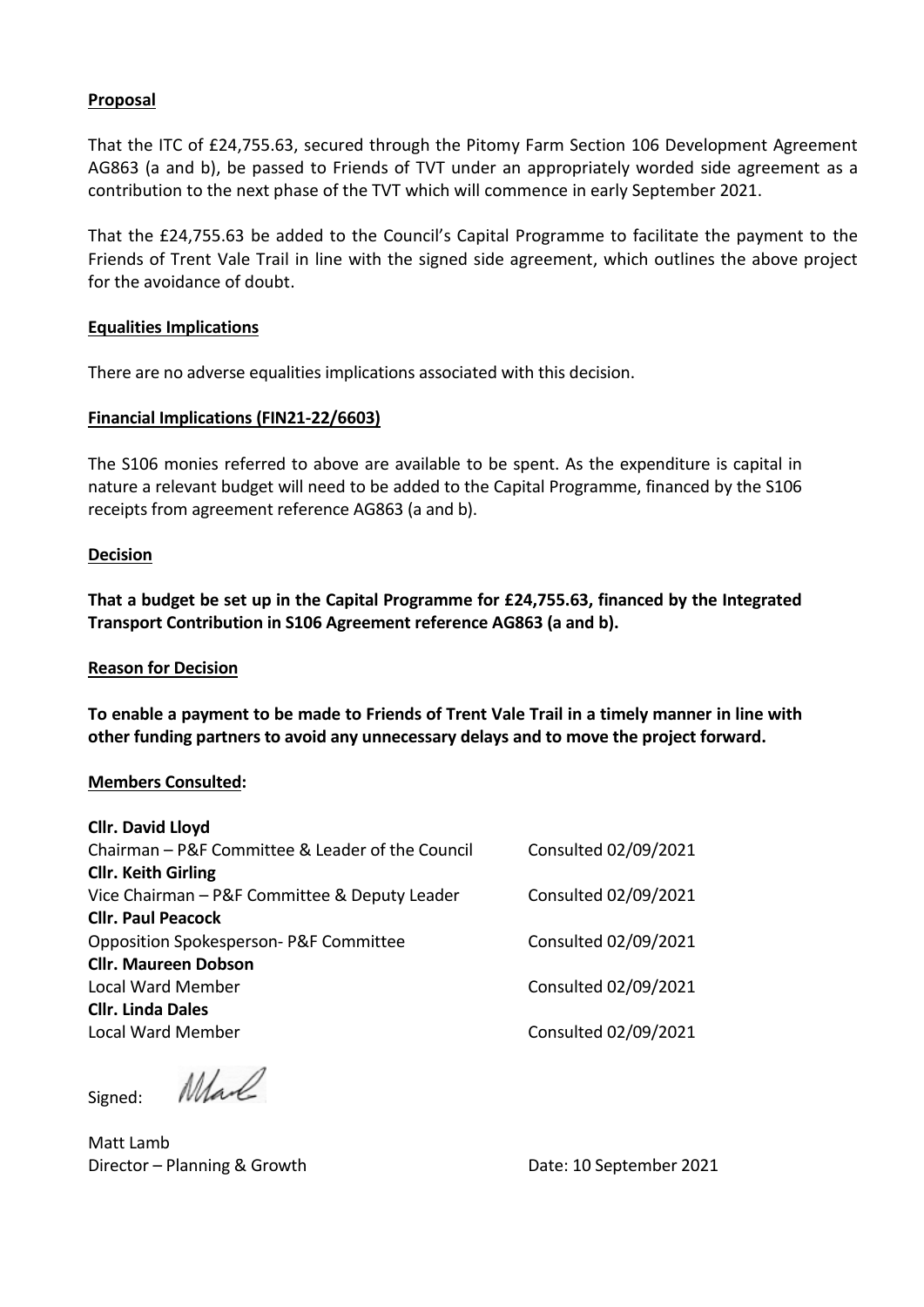**Proposal**

That the ITC of £24,755.63, secured through the Pitomy Farm Section 106 Development Agreement AG863 (a and b), be passed to Friends of TVT under an appropriately worded side agreement as a contribution to the next phase of the TVT which will commence in early September 2021.

That the £24,755.63 be added to the Council's Capital Programme to facilitate the payment to the Friends of Trent Vale Trail in line with the signed side agreement, which outlines the above project for the avoidance of doubt.

**Equalities Implications**

There are no adverse equalities implications associated with this decision.

**Financial Implications (FIN21-22/6603)**

The S106 monies referred to above are available to be spent. As the expenditure is capital in nature a relevant budget will need to be added to the Capital Programme, financed by the S106 receipts from agreement reference AG863 (a and b).

**Decision**

**That a budget be set up in the Capital Programme for £24,755.63, financed by the Integrated Transport Contribution in S106 Agreement reference AG863 (a and b).**

**Reason for Decision**

**To enable a payment to be made to Friends of Trent Vale Trail in a timely manner in line with other funding partners to avoid any unnecessary delays and to move the project forward.**

**Members Consulted:**

| | |
|---|---|
| **Cllr. David Lloyd** | |
| Chairman – P&F Committee & Leader of the Council | Consulted 02/09/2021 |
| **Cllr. Keith Girling** | |
| Vice Chairman – P&F Committee & Deputy Leader | Consulted 02/09/2021 |
| **Cllr. Paul Peacock** | |
| Opposition Spokesperson- P&F Committee | Consulted 02/09/2021 |
| **Cllr. Maureen Dobson** | |
| Local Ward Member | Consulted 02/09/2021 |
| **Cllr. Linda Dales** | |
| Local Ward Member | Consulted 02/09/2021 |

Signed:

Matt Lamb
Director – Planning & Growth

Date: 10 September 2021